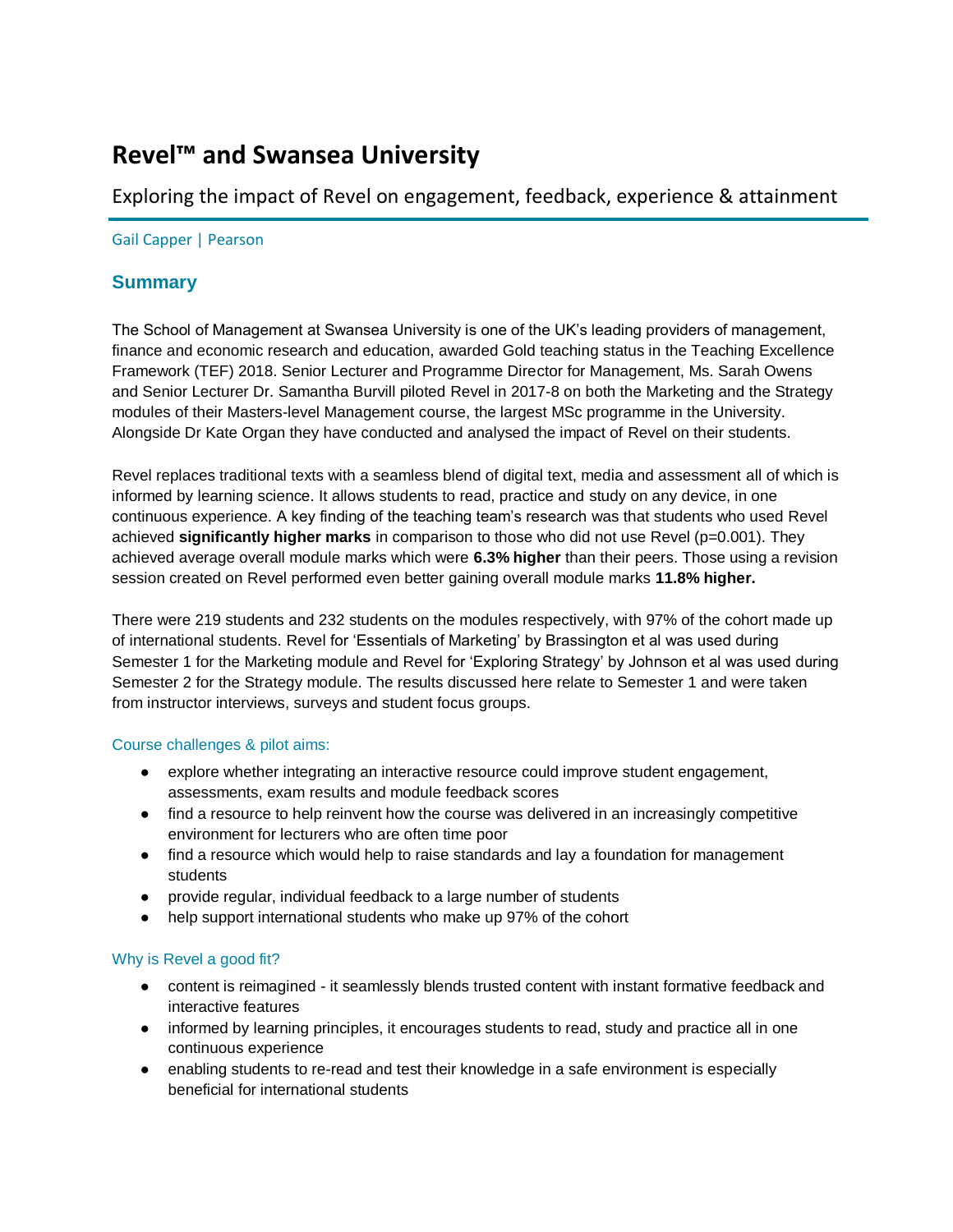# Revel™ and Swansea University

## Exploring the impact of Revel on engagement, feedback, experience & attainment

Gail Capper | Pearson

## Summary

The School of Management at Swansea University is one of the UK's leading providers of management, finance and economic research and education, awarded Gold teaching status in the Teaching Excellence Framework (TEF) 2018. Senior Lecturer and Programme Director for Management, Ms. Sarah Owens and Senior Lecturer Dr. Samantha Burvill piloted Revel in 2017-8 on both the Marketing and the Strategy modules of their Masters-level Management course, the largest MSc programme in the University. Alongside Dr Kate Organ they have conducted and analysed the impact of Revel on their students.

Revel replaces traditional texts with a seamless blend of digital text, media and assessment all of which is informed by learning science. It allows students to read, practice and study on any device, in one continuous experience. A key finding of the teaching team's research was that students who used Revel achieved **significantly higher marks** in comparison to those who did not use Revel ($p=0.001$). They achieved average overall module marks which were **6.3% higher** than their peers. Those using a revision session created on Revel performed even better gaining overall module marks **11.8% higher.**

There were 219 students and 232 students on the modules respectively, with 97% of the cohort made up of international students. Revel for 'Essentials of Marketing' by Brassington et al was used during Semester 1 for the Marketing module and Revel for 'Exploring Strategy' by Johnson et al was used during Semester 2 for the Strategy module. The results discussed here relate to Semester 1 and were taken from instructor interviews, surveys and student focus groups.

### Course challenges & pilot aims:

- explore whether integrating an interactive resource could improve student engagement, assessments, exam results and module feedback scores
- find a resource to help reinvent how the course was delivered in an increasingly competitive environment for lecturers who are often time poor
- find a resource which would help to raise standards and lay a foundation for management students
- provide regular, individual feedback to a large number of students
- help support international students who make up 97% of the cohort

### Why is Revel a good fit?

- content is reimagined - it seamlessly blends trusted content with instant formative feedback and interactive features
- informed by learning principles, it encourages students to read, study and practice all in one continuous experience
- enabling students to re-read and test their knowledge in a safe environment is especially beneficial for international students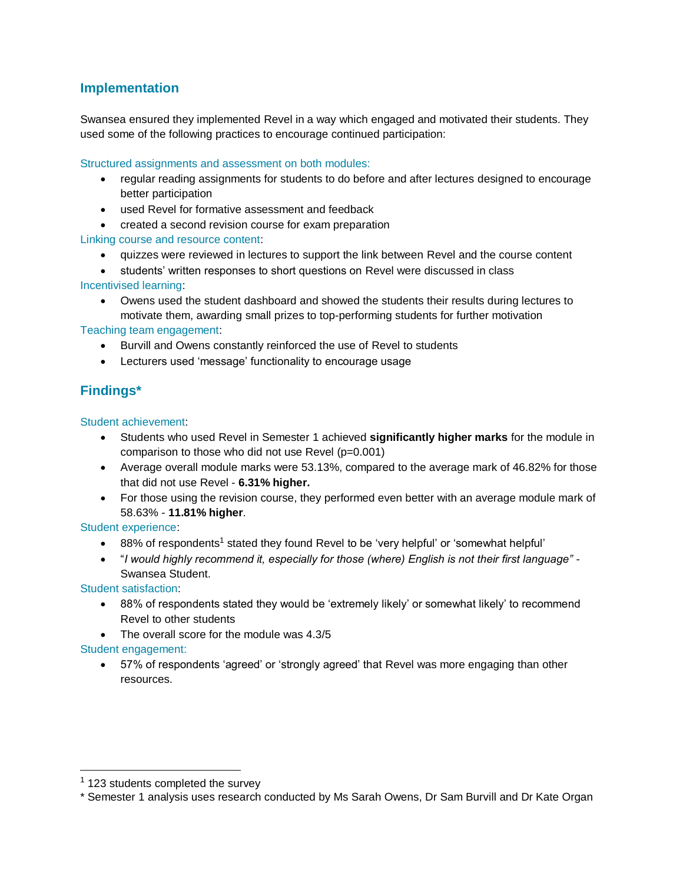## Implementation

Swansea ensured they implemented Revel in a way which engaged and motivated their students. They used some of the following practices to encourage continued participation:

Structured assignments and assessment on both modules:

- regular reading assignments for students to do before and after lectures designed to encourage better participation
- used Revel for formative assessment and feedback
- created a second revision course for exam preparation

Linking course and resource content:

- quizzes were reviewed in lectures to support the link between Revel and the course content
- students' written responses to short questions on Revel were discussed in class

Incentivised learning:

- Owens used the student dashboard and showed the students their results during lectures to motivate them, awarding small prizes to top-performing students for further motivation

Teaching team engagement:

- Burvill and Owens constantly reinforced the use of Revel to students
- Lecturers used 'message' functionality to encourage usage

## Findings*

Student achievement:

- Students who used Revel in Semester 1 achieved **significantly higher marks** for the module in comparison to those who did not use Revel (p=0.001)
- Average overall module marks were 53.13%, compared to the average mark of 46.82% for those that did not use Revel - **6.31% higher.**
- For those using the revision course, they performed even better with an average module mark of 58.63% - **11.81% higher**.

Student experience:

- 88% of respondents[1] stated they found Revel to be 'very helpful' or 'somewhat helpful'
- "*I would highly recommend it, especially for those (where) English is not their first language"* - Swansea Student.

Student satisfaction:

- 88% of respondents stated they would be 'extremely likely' or somewhat likely' to recommend Revel to other students
- The overall score for the module was 4.3/5

Student engagement:

- 57% of respondents 'agreed' or 'strongly agreed' that Revel was more engaging than other resources.

---

[1] 123 students completed the survey

* Semester 1 analysis uses research conducted by Ms Sarah Owens, Dr Sam Burvill and Dr Kate Organ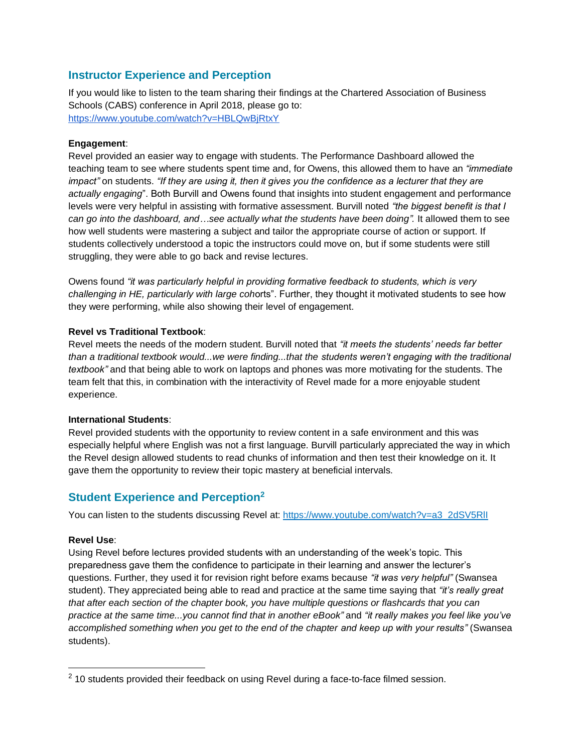## Instructor Experience and Perception

If you would like to listen to the team sharing their findings at the Chartered Association of Business Schools (CABS) conference in April 2018, please go to: https://www.youtube.com/watch?v=HBLQwBjRtxY

**Engagement**:
Revel provided an easier way to engage with students. The Performance Dashboard allowed the teaching team to see where students spent time and, for Owens, this allowed them to have an *"immediate impact"* on students. *"If they are using it, then it gives you the confidence as a lecturer that they are actually engaging*". Both Burvill and Owens found that insights into student engagement and performance levels were very helpful in assisting with formative assessment. Burvill noted *"the biggest benefit is that I can go into the dashboard, and…see actually what the students have been doing".* It allowed them to see how well students were mastering a subject and tailor the appropriate course of action or support. If students collectively understood a topic the instructors could move on, but if some students were still struggling, they were able to go back and revise lectures.

Owens found *"it was particularly helpful in providing formative feedback to students, which is very challenging in HE, particularly with large coh*orts". Further, they thought it motivated students to see how they were performing, while also showing their level of engagement.

**Revel vs Traditional Textbook**:
Revel meets the needs of the modern student. Burvill noted that *"it meets the students' needs far better than a traditional textbook would...we were finding...that the students weren't engaging with the traditional textbook"* and that being able to work on laptops and phones was more motivating for the students. The team felt that this, in combination with the interactivity of Revel made for a more enjoyable student experience.

**International Students**:
Revel provided students with the opportunity to review content in a safe environment and this was especially helpful where English was not a first language. Burvill particularly appreciated the way in which the Revel design allowed students to read chunks of information and then test their knowledge on it. It gave them the opportunity to review their topic mastery at beneficial intervals.

## Student Experience and Perception[2]

You can listen to the students discussing Revel at: https://www.youtube.com/watch?v=a3_2dSV5RlI

**Revel Use**:
Using Revel before lectures provided students with an understanding of the week's topic. This preparedness gave them the confidence to participate in their learning and answer the lecturer's questions. Further, they used it for revision right before exams because *"it was very helpful"* (Swansea student). They appreciated being able to read and practice at the same time saying that *"it's really great that after each section of the chapter book, you have multiple questions or flashcards that you can practice at the same time...you cannot find that in another eBook"* and *"it really makes you feel like you've accomplished something when you get to the end of the chapter and keep up with your results"* (Swansea students).

[2] 10 students provided their feedback on using Revel during a face-to-face filmed session.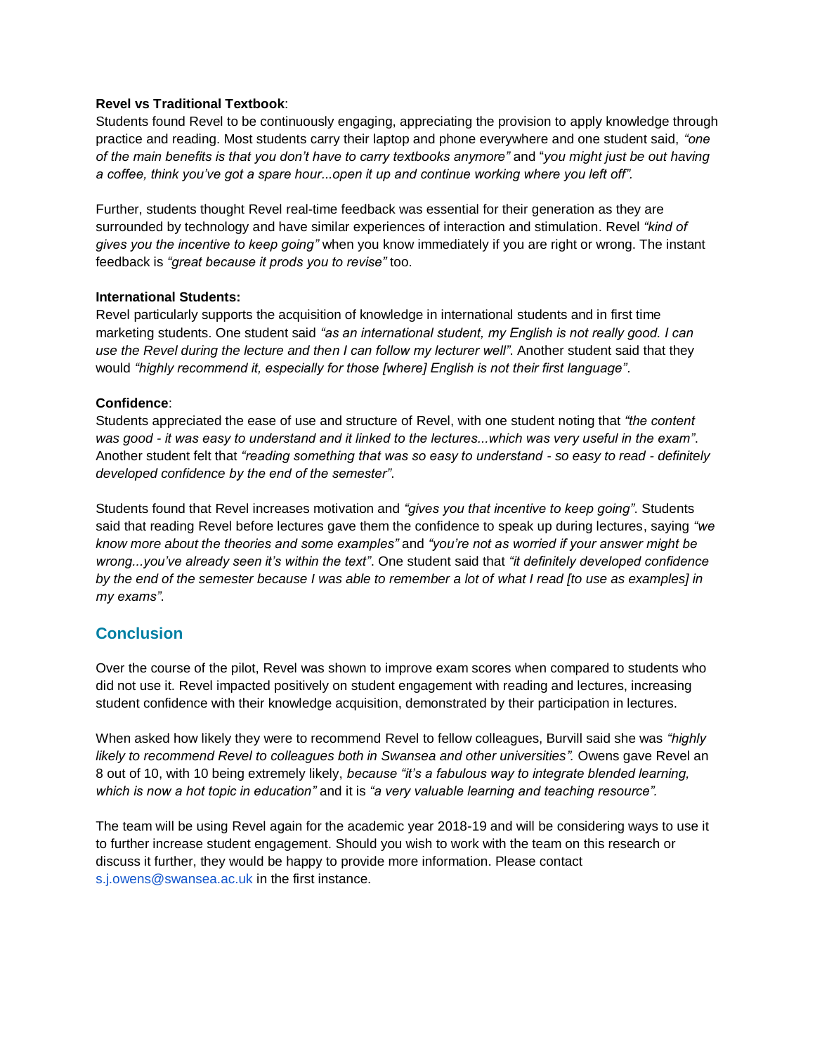**Revel vs Traditional Textbook**:
Students found Revel to be continuously engaging, appreciating the provision to apply knowledge through practice and reading. Most students carry their laptop and phone everywhere and one student said, *"one of the main benefits is that you don't have to carry textbooks anymore"* and "*you might just be out having a coffee, think you've got a spare hour...open it up and continue working where you left off"*.

Further, students thought Revel real-time feedback was essential for their generation as they are surrounded by technology and have similar experiences of interaction and stimulation. Revel *"kind of gives you the incentive to keep going"* when you know immediately if you are right or wrong. The instant feedback is *"great because it prods you to revise"* too.

**International Students:**
Revel particularly supports the acquisition of knowledge in international students and in first time marketing students. One student said *"as an international student, my English is not really good. I can use the Revel during the lecture and then I can follow my lecturer well"*. Another student said that they would *"highly recommend it, especially for those [where] English is not their first language"*.

**Confidence**:
Students appreciated the ease of use and structure of Revel, with one student noting that *"the content was good - it was easy to understand and it linked to the lectures...which was very useful in the exam"*. Another student felt that *"reading something that was so easy to understand - so easy to read - definitely developed confidence by the end of the semester"*.

Students found that Revel increases motivation and *"gives you that incentive to keep going"*. Students said that reading Revel before lectures gave them the confidence to speak up during lectures, saying *"we know more about the theories and some examples"* and *"you're not as worried if your answer might be wrong...you've already seen it's within the text"*. One student said that *"it definitely developed confidence by the end of the semester because I was able to remember a lot of what I read [to use as examples] in my exams"*.

## Conclusion

Over the course of the pilot, Revel was shown to improve exam scores when compared to students who did not use it. Revel impacted positively on student engagement with reading and lectures, increasing student confidence with their knowledge acquisition, demonstrated by their participation in lectures.

When asked how likely they were to recommend Revel to fellow colleagues, Burvill said she was *"highly likely to recommend Revel to colleagues both in Swansea and other universities".* Owens gave Revel an 8 out of 10, with 10 being extremely likely, *because "it's a fabulous way to integrate blended learning, which is now a hot topic in education"* and it is *"a very valuable learning and teaching resource".*

The team will be using Revel again for the academic year 2018-19 and will be considering ways to use it to further increase student engagement. Should you wish to work with the team on this research or discuss it further, they would be happy to provide more information. Please contact s.j.owens@swansea.ac.uk in the first instance.